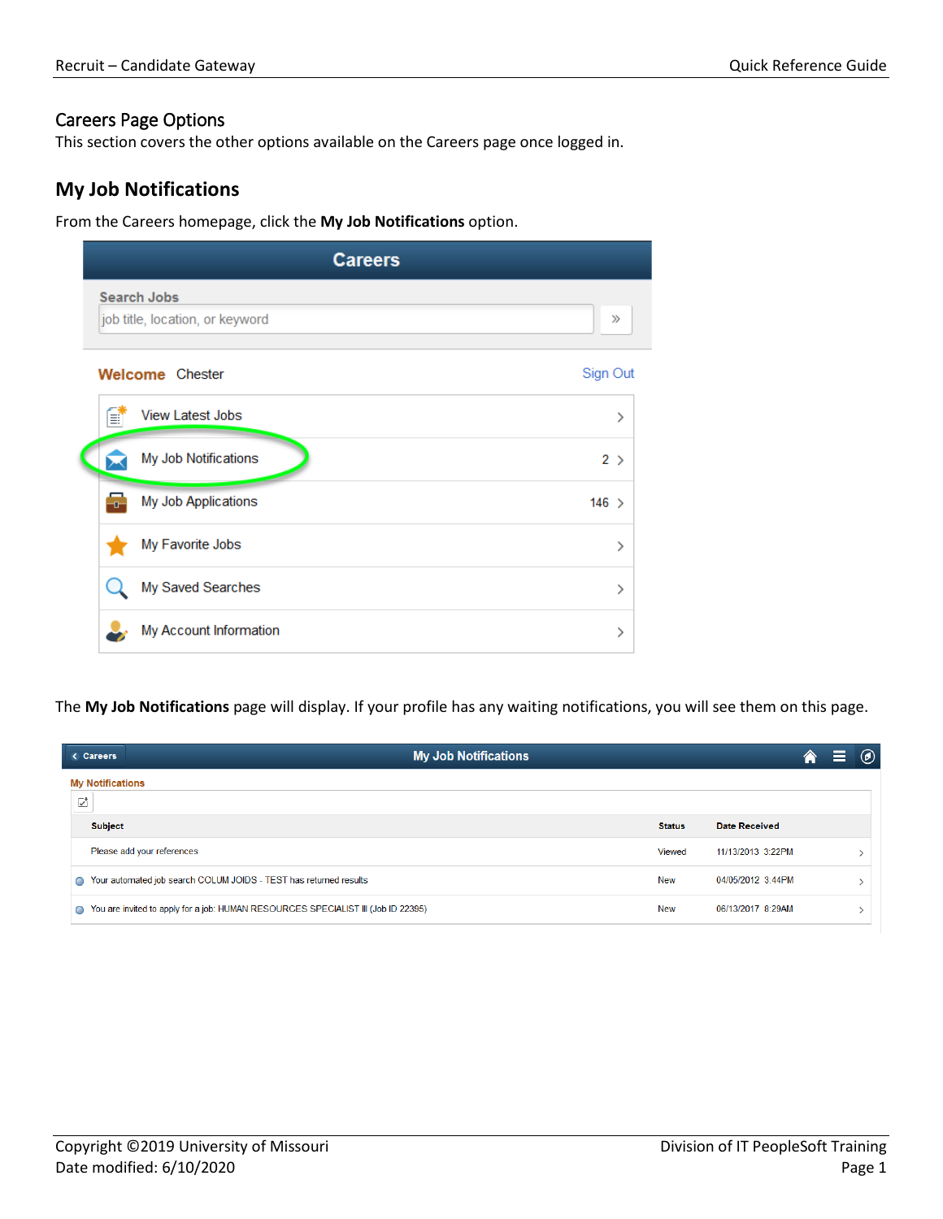## Careers Page Options

This section covers the other options available on the Careers page once logged in.

# My Job Notifications

From the Careers homepage, click the **My Job Notifications** option.

The **My Job Notifications** page will display. If your profile has any waiting notifications, you will see them on this page.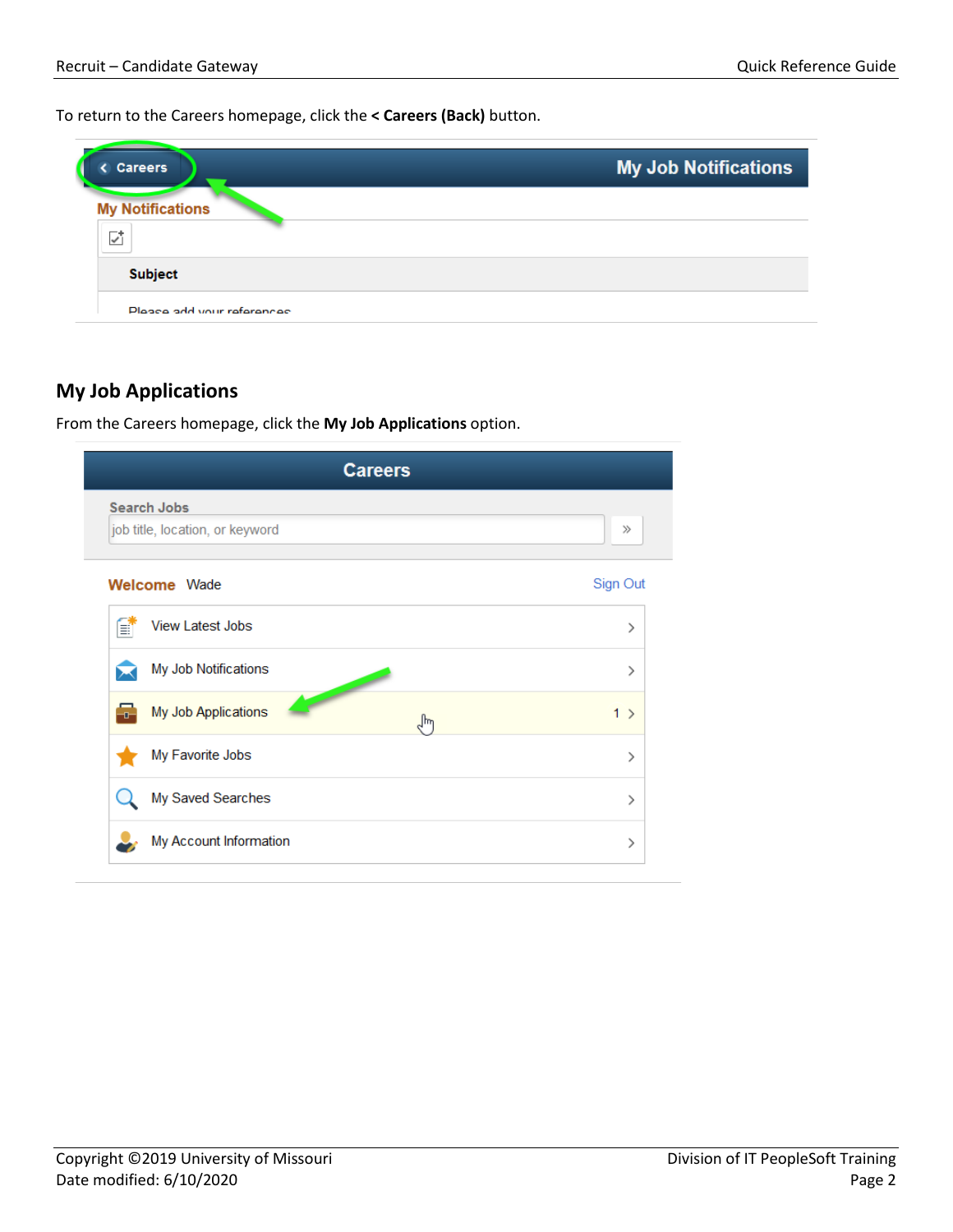To return to the Careers homepage, click the **< Careers (Back)** button.

## My Job Applications

From the Careers homepage, click the **My Job Applications** option.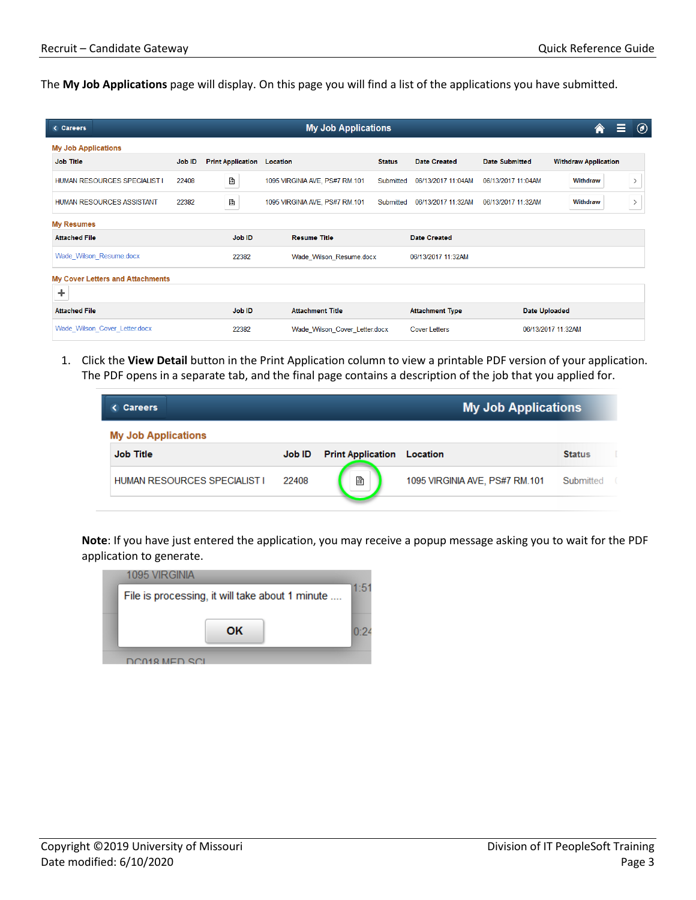The **My Job Applications** page will display. On this page you will find a list of the applications you have submitted.

1. Click the **View Detail** button in the Print Application column to view a printable PDF version of your application. The PDF opens in a separate tab, and the final page contains a description of the job that you applied for.

**Note**: If you have just entered the application, you may receive a popup message asking you to wait for the PDF application to generate.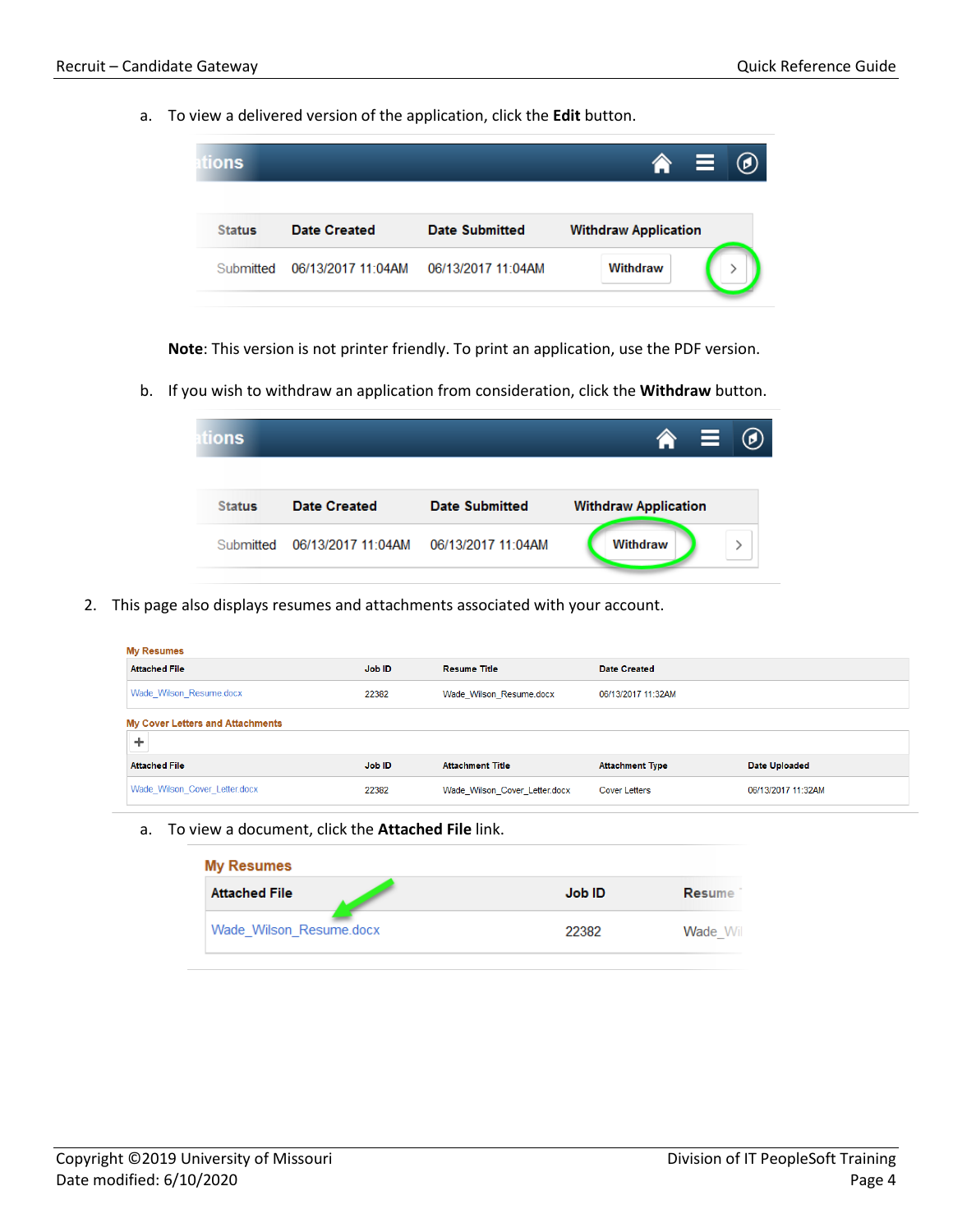a. To view a delivered version of the application, click the **Edit** button.

| Status | Date Created | Date Submitted | Withdraw Application | |
|---|---|---|---|---|
| Submitted | 06/13/2017 11:04AM | 06/13/2017 11:04AM | Withdraw | > |

**Note**: This version is not printer friendly. To print an application, use the PDF version.

b. If you wish to withdraw an application from consideration, click the **Withdraw** button.

| Status | Date Created | Date Submitted | Withdraw Application | |
|---|---|---|---|---|
| Submitted | 06/13/2017 11:04AM | 06/13/2017 11:04AM | Withdraw | > |

2. This page also displays resumes and attachments associated with your account.

**My Resumes**

| Attached File | Job ID | Resume Title | Date Created |
|---|---|---|---|
| Wade_Wilson_Resume.docx | 22382 | Wade_Wilson_Resume.docx | 06/13/2017 11:32AM |

**My Cover Letters and Attachments**

| Attached File | Job ID | Attachment Title | Attachment Type | Date Uploaded |
|---|---|---|---|---|
| Wade_Wilson_Cover_Letter.docx | 22382 | Wade_Wilson_Cover_Letter.docx | Cover Letters | 06/13/2017 11:32AM |

a. To view a document, click the **Attached File** link.

**My Resumes**

| Attached File | Job ID | Resume |
|---|---|---|
| Wade_Wilson_Resume.docx | 22382 | Wade_Wi |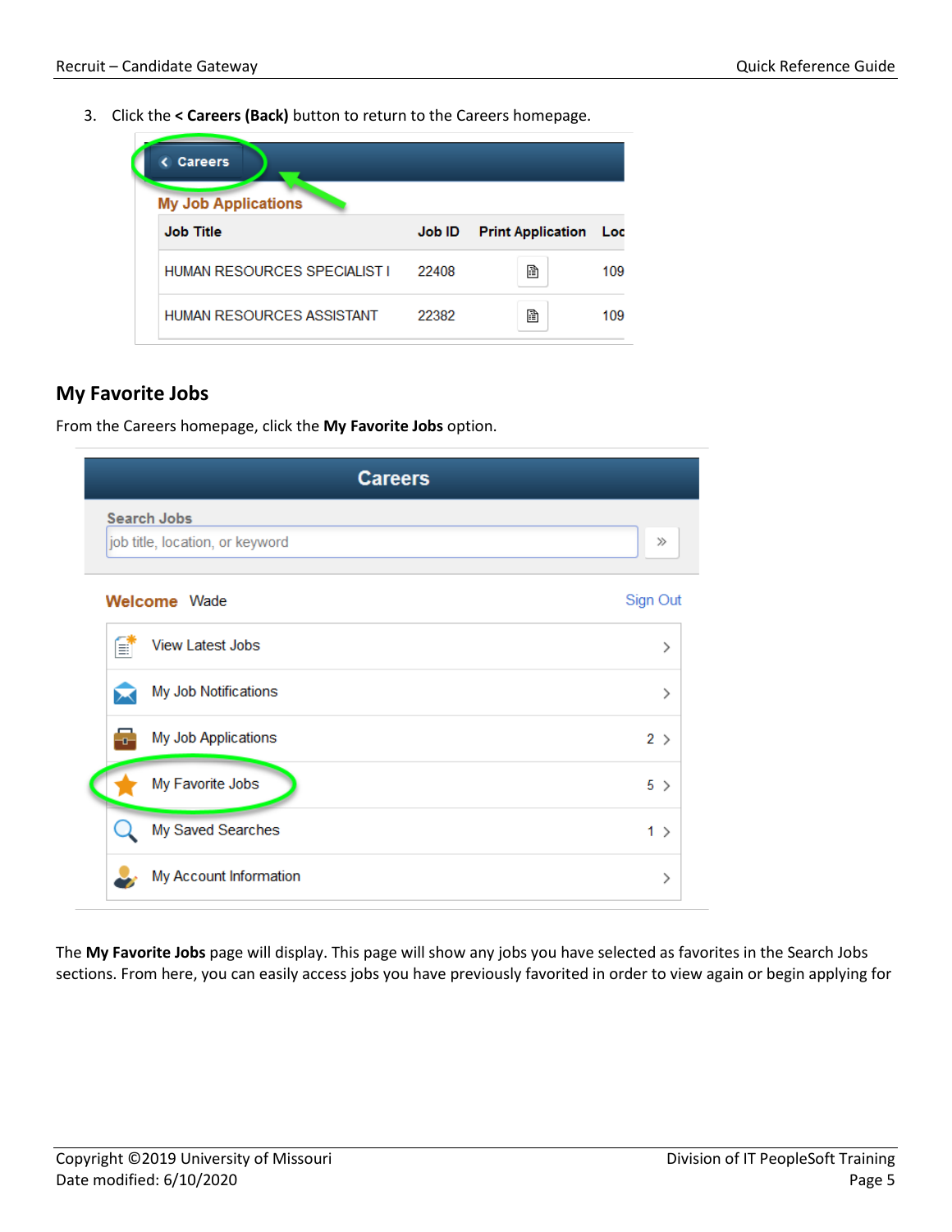3. Click the **< Careers (Back)** button to return to the Careers homepage.

## My Favorite Jobs

From the Careers homepage, click the **My Favorite Jobs** option.

The **My Favorite Jobs** page will display. This page will show any jobs you have selected as favorites in the Search Jobs sections. From here, you can easily access jobs you have previously favorited in order to view again or begin applying for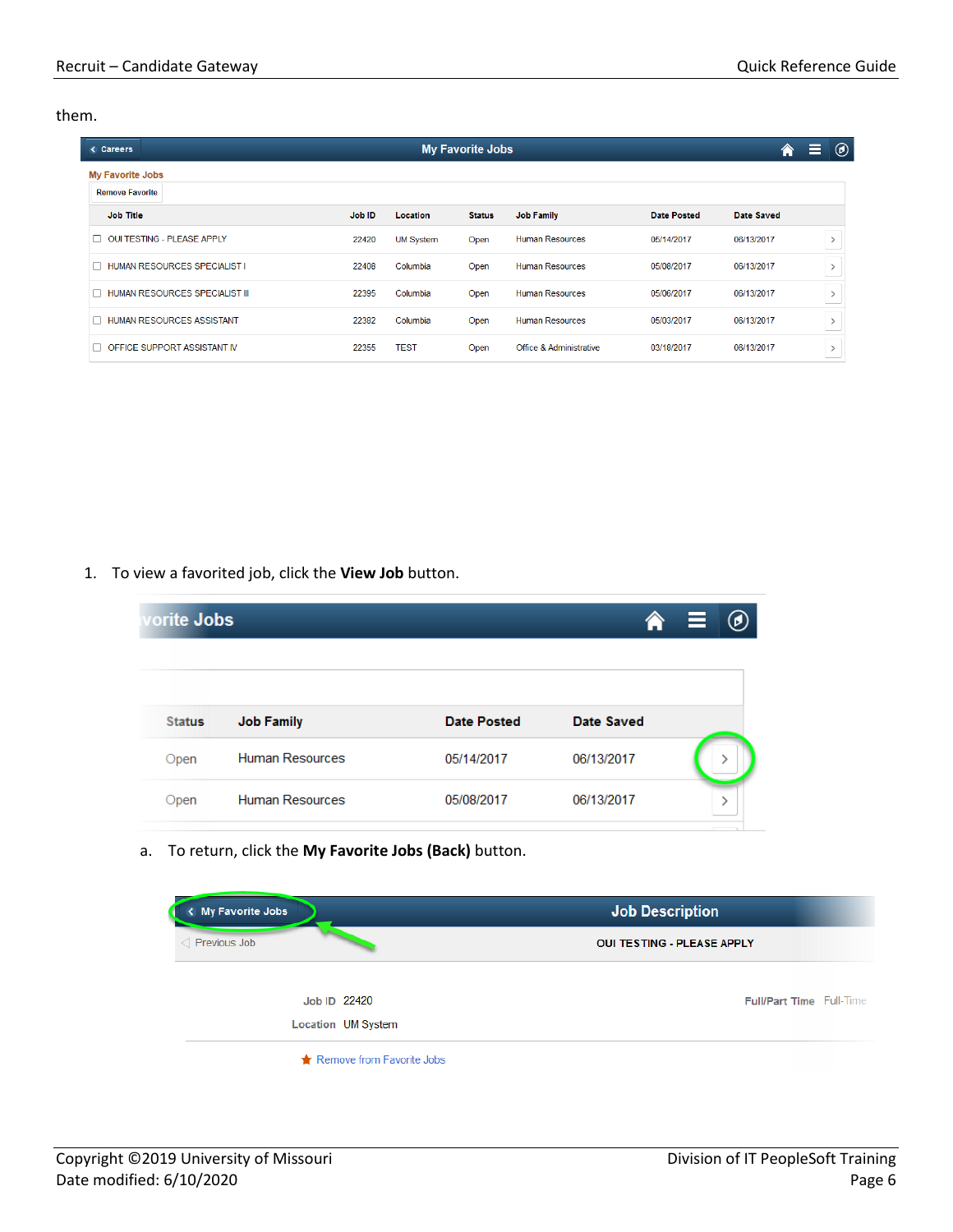them.

My Favorite Jobs

| Job Title | Job ID | Location | Status | Job Family | Date Posted | Date Saved |
|---|---|---|---|---|---|---|
| OUI TESTING - PLEASE APPLY | 22420 | UM System | Open | Human Resources | 05/14/2017 | 06/13/2017 |
| HUMAN RESOURCES SPECIALIST I | 22408 | Columbia | Open | Human Resources | 05/08/2017 | 06/13/2017 |
| HUMAN RESOURCES SPECIALIST III | 22395 | Columbia | Open | Human Resources | 05/06/2017 | 06/13/2017 |
| HUMAN RESOURCES ASSISTANT | 22382 | Columbia | Open | Human Resources | 05/03/2017 | 06/13/2017 |
| OFFICE SUPPORT ASSISTANT IV | 22355 | TEST | Open | Office & Administrative | 03/18/2017 | 06/13/2017 |

1. To view a favorited job, click the **View Job** button.

   a. To return, click the **My Favorite Jobs (Back)** button.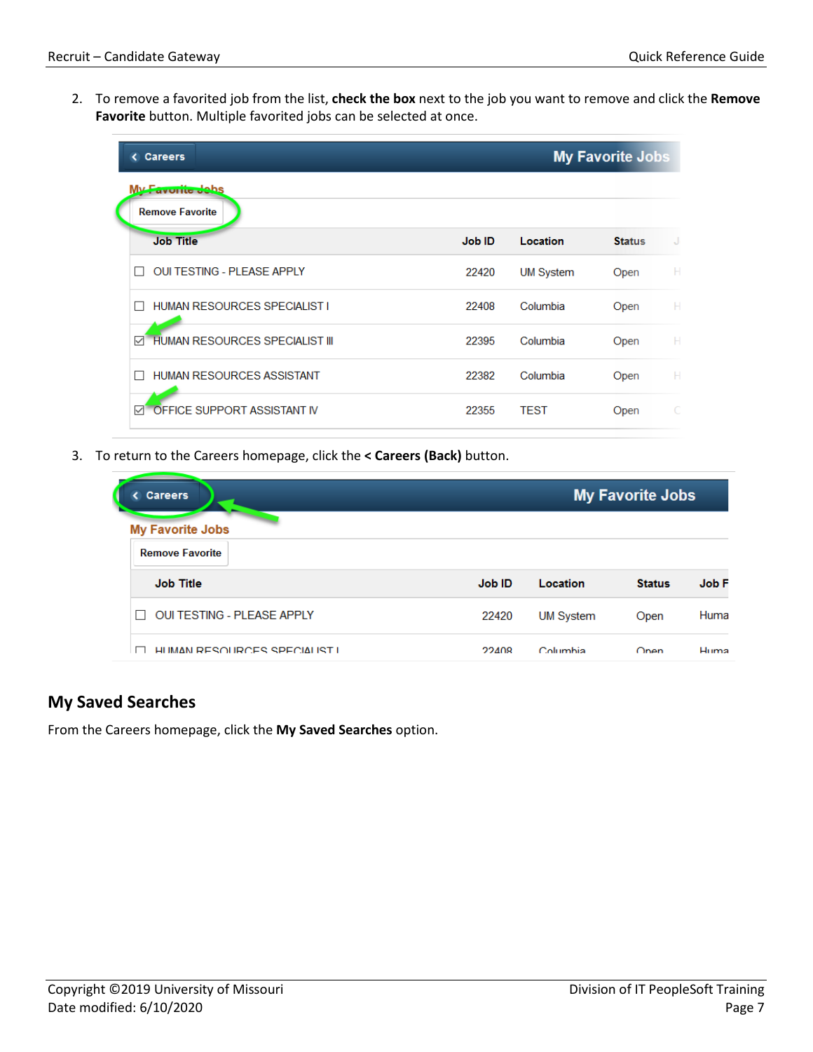2. To remove a favorited job from the list, **check the box** next to the job you want to remove and click the **Remove Favorite** button. Multiple favorited jobs can be selected at once.

3. To return to the Careers homepage, click the **< Careers (Back)** button.

## My Saved Searches

From the Careers homepage, click the **My Saved Searches** option.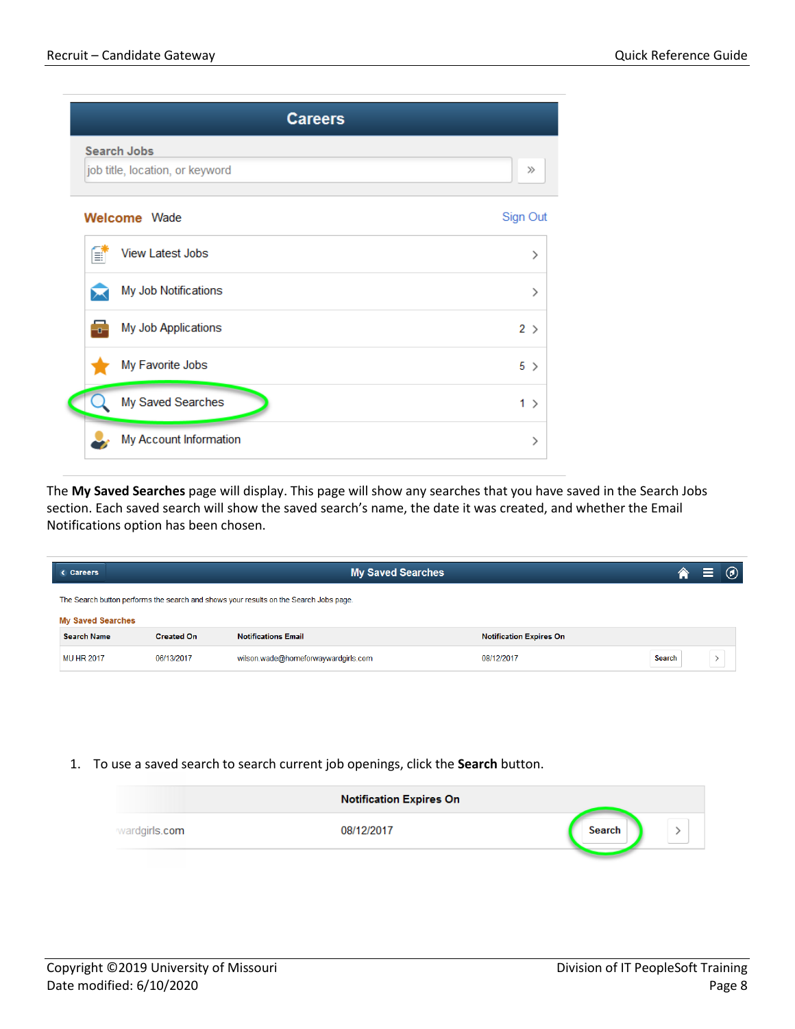The **My Saved Searches** page will display. This page will show any searches that you have saved in the Search Jobs section. Each saved search will show the saved search's name, the date it was created, and whether the Email Notifications option has been chosen.

1. To use a saved search to search current job openings, click the **Search** button.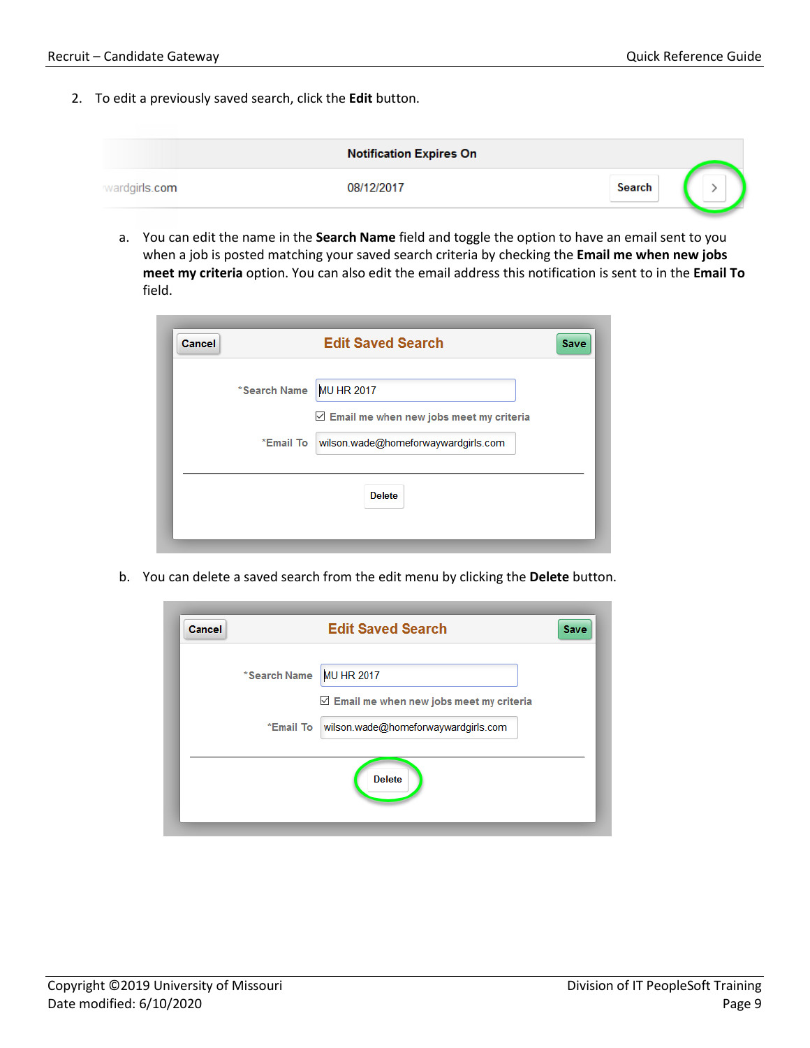2. To edit a previously saved search, click the **Edit** button.

   a. You can edit the name in the **Search Name** field and toggle the option to have an email sent to you when a job is posted matching your saved search criteria by checking the **Email me when new jobs meet my criteria** option. You can also edit the email address this notification is sent to in the **Email To** field.

   b. You can delete a saved search from the edit menu by clicking the **Delete** button.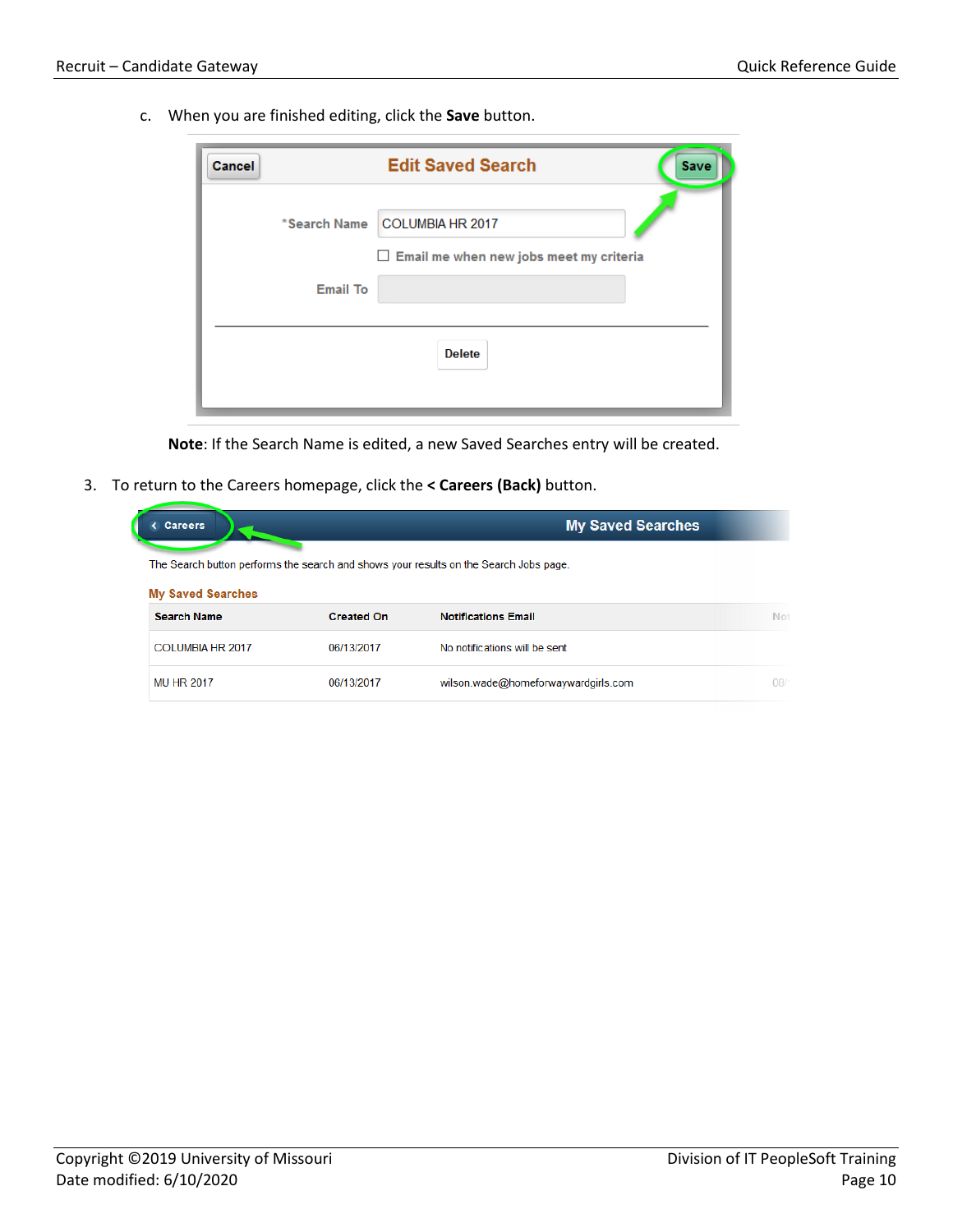c. When you are finished editing, click the **Save** button.

**Note**: If the Search Name is edited, a new Saved Searches entry will be created.

3. To return to the Careers homepage, click the **< Careers (Back)** button.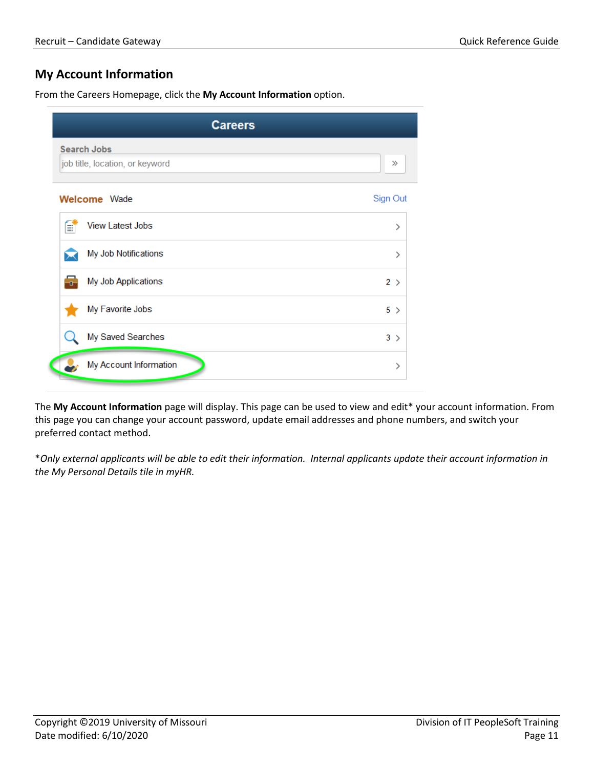## My Account Information

From the Careers Homepage, click the **My Account Information** option.

The **My Account Information** page will display. This page can be used to view and edit* your account information. From this page you can change your account password, update email addresses and phone numbers, and switch your preferred contact method.

**Only external applicants will be able to edit their information. Internal applicants update their account information in the My Personal Details tile in myHR.*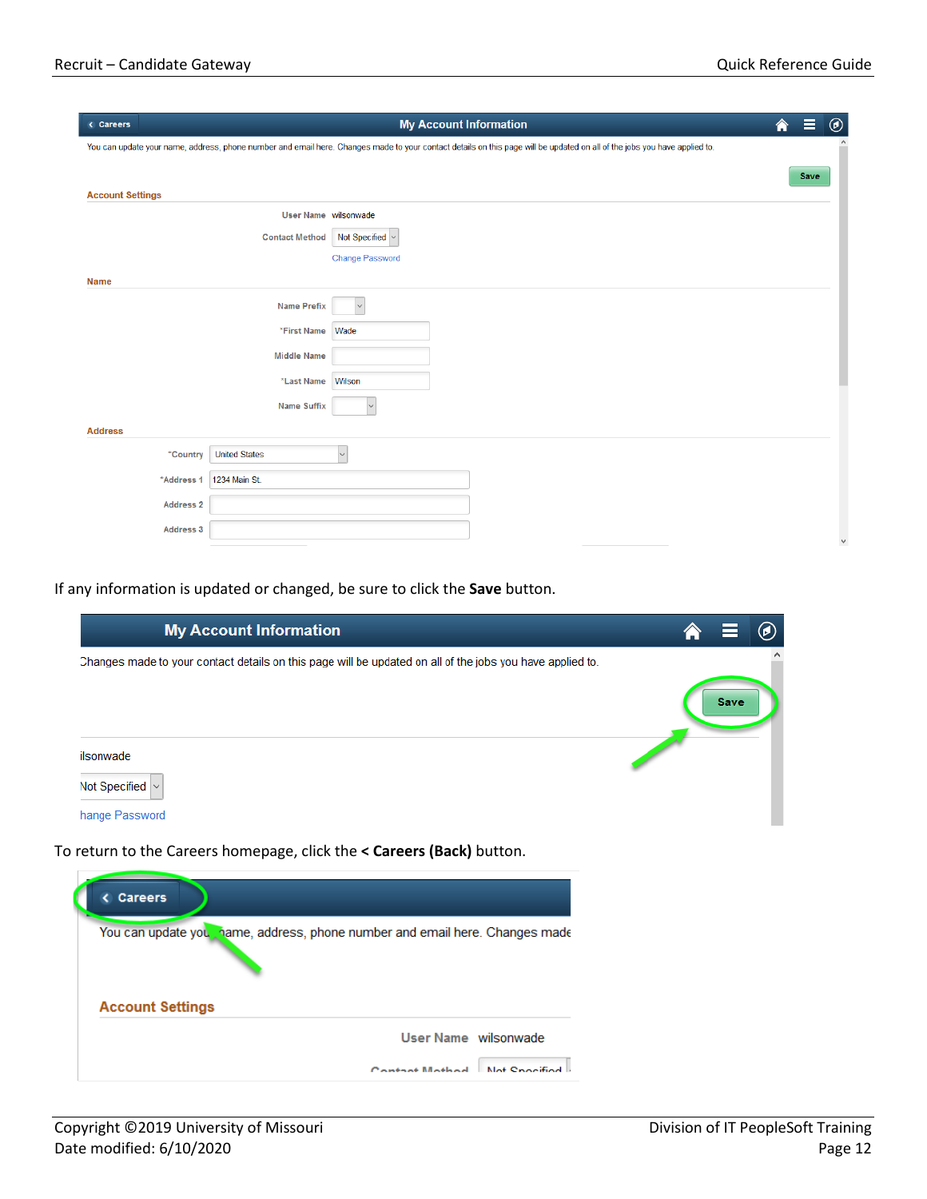If any information is updated or changed, be sure to click the **Save** button.

To return to the Careers homepage, click the **< Careers (Back)** button.